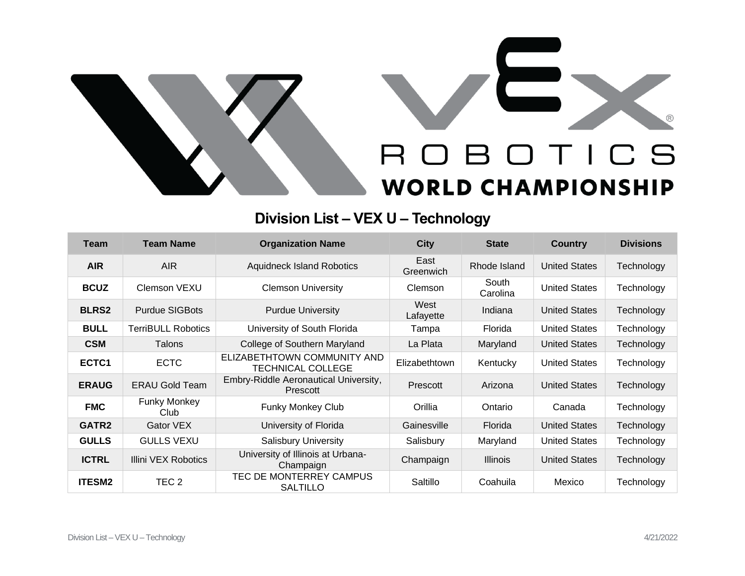# VEX ROBOTICS WORLD CHAMPIONSHIP

## Division List – VEX U – Technology

| Team | Team Name | Organization Name | City | State | Country | Divisions |
|---|---|---|---|---|---|---|
| **AIR** | AIR | Aquidneck Island Robotics | East Greenwich | Rhode Island | United States | Technology |
| **BCUZ** | Clemson VEXU | Clemson University | Clemson | South Carolina | United States | Technology |
| **BLRS2** | Purdue SIGBots | Purdue University | West Lafayette | Indiana | United States | Technology |
| **BULL** | TerriBULL Robotics | University of South Florida | Tampa | Florida | United States | Technology |
| **CSM** | Talons | College of Southern Maryland | La Plata | Maryland | United States | Technology |
| **ECTC1** | ECTC | ELIZABETHTOWN COMMUNITY AND TECHNICAL COLLEGE | Elizabethtown | Kentucky | United States | Technology |
| **ERAUG** | ERAU Gold Team | Embry-Riddle Aeronautical University, Prescott | Prescott | Arizona | United States | Technology |
| **FMC** | Funky Monkey Club | Funky Monkey Club | Orillia | Ontario | Canada | Technology |
| **GATR2** | Gator VEX | University of Florida | Gainesville | Florida | United States | Technology |
| **GULLS** | GULLS VEXU | Salisbury University | Salisbury | Maryland | United States | Technology |
| **ICTRL** | Illini VEX Robotics | University of Illinois at Urbana-Champaign | Champaign | Illinois | United States | Technology |
| **ITESM2** | TEC 2 | TEC DE MONTERREY CAMPUS SALTILLO | Saltillo | Coahuila | Mexico | Technology |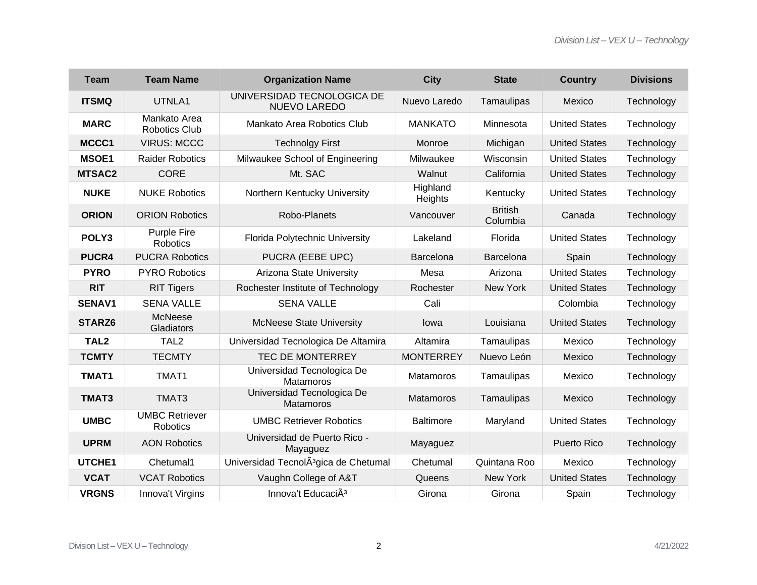| Team | Team Name | Organization Name | City | State | Country | Divisions |
|---|---|---|---|---|---|---|
| **ITSMQ** | UTNLA1 | UNIVERSIDAD TECNOLOGICA DE NUEVO LAREDO | Nuevo Laredo | Tamaulipas | Mexico | Technology |
| **MARC** | Mankato Area Robotics Club | Mankato Area Robotics Club | MANKATO | Minnesota | United States | Technology |
| **MCCC1** | VIRUS: MCCC | Technolgy First | Monroe | Michigan | United States | Technology |
| **MSOE1** | Raider Robotics | Milwaukee School of Engineering | Milwaukee | Wisconsin | United States | Technology |
| **MTSAC2** | CORE | Mt. SAC | Walnut | California | United States | Technology |
| **NUKE** | NUKE Robotics | Northern Kentucky University | Highland Heights | Kentucky | United States | Technology |
| **ORION** | ORION Robotics | Robo-Planets | Vancouver | British Columbia | Canada | Technology |
| **POLY3** | Purple Fire Robotics | Florida Polytechnic University | Lakeland | Florida | United States | Technology |
| **PUCR4** | PUCRA Robotics | PUCRA (EEBE UPC) | Barcelona | Barcelona | Spain | Technology |
| **PYRO** | PYRO Robotics | Arizona State University | Mesa | Arizona | United States | Technology |
| **RIT** | RIT Tigers | Rochester Institute of Technology | Rochester | New York | United States | Technology |
| **SENAV1** | SENA VALLE | SENA VALLE | Cali | | Colombia | Technology |
| **STARZ6** | McNeese Gladiators | McNeese State University | Iowa | Louisiana | United States | Technology |
| **TAL2** | TAL2 | Universidad Tecnologica De Altamira | Altamira | Tamaulipas | Mexico | Technology |
| **TCMTY** | TECMTY | TEC DE MONTERREY | MONTERREY | Nuevo León | Mexico | Technology |
| **TMAT1** | TMAT1 | Universidad Tecnologica De Matamoros | Matamoros | Tamaulipas | Mexico | Technology |
| **TMAT3** | TMAT3 | Universidad Tecnologica De Matamoros | Matamoros | Tamaulipas | Mexico | Technology |
| **UMBC** | UMBC Retriever Robotics | UMBC Retriever Robotics | Baltimore | Maryland | United States | Technology |
| **UPRM** | AON Robotics | Universidad de Puerto Rico - Mayaguez | Mayaguez | | Puerto Rico | Technology |
| **UTCHE1** | Chetumal1 | Universidad TecnolÃ³gica de Chetumal | Chetumal | Quintana Roo | Mexico | Technology |
| **VCAT** | VCAT Robotics | Vaughn College of A&T | Queens | New York | United States | Technology |
| **VRGNS** | Innova't Virgins | Innova't EducaciÃ³ | Girona | Girona | Spain | Technology |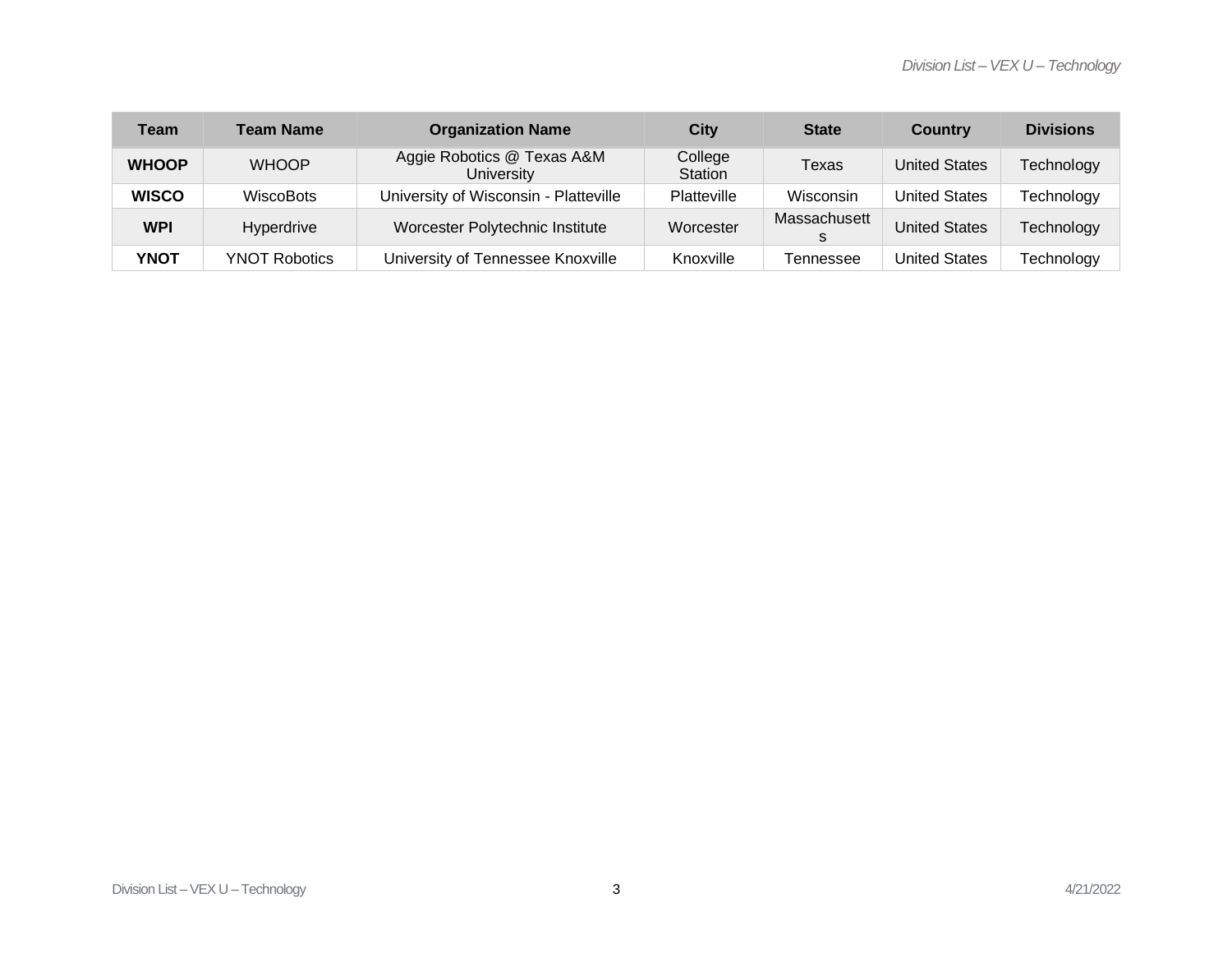| Team | Team Name | Organization Name | City | State | Country | Divisions |
|---|---|---|---|---|---|---|
| **WHOOP** | WHOOP | Aggie Robotics @ Texas A&M University | College Station | Texas | United States | Technology |
| **WISCO** | WiscoBots | University of Wisconsin - Platteville | Platteville | Wisconsin | United States | Technology |
| **WPI** | Hyperdrive | Worcester Polytechnic Institute | Worcester | Massachusetts | United States | Technology |
| **YNOT** | YNOT Robotics | University of Tennessee Knoxville | Knoxville | Tennessee | United States | Technology |